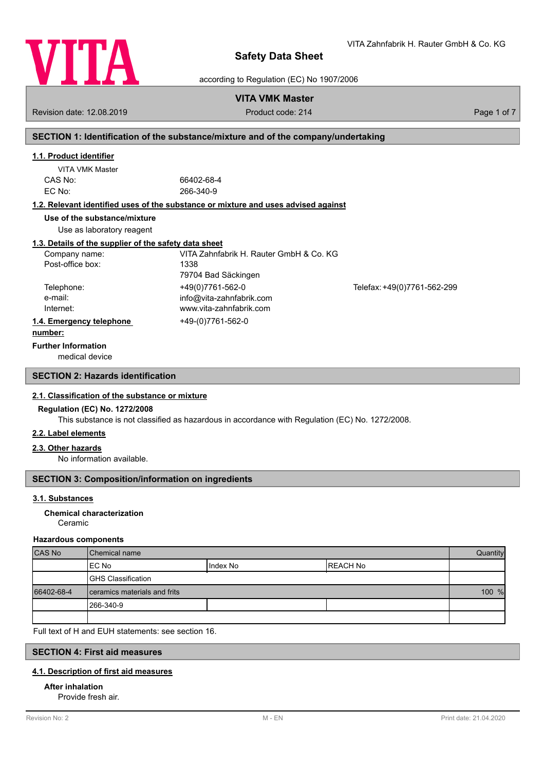# Safety Data Sheet

according to Regulation (EC) No 1907/2006

VITA Zahnfabrik H. Rauter GmbH & Co. KG

**VITA VMK Master**

Revision date: 12.08.2019 | Product code: 214

## SECTION 1: Identification of the substance/mixture and of the company/undertaking

### 1.1. Product identifier

VITA VMK Master

CAS No: 66402-68-4
EC No: 266-340-9

### 1.2. Relevant identified uses of the substance or mixture and uses advised against

**Use of the substance/mixture**

Use as laboratory reagent

### 1.3. Details of the supplier of the safety data sheet

Company name: VITA Zahnfabrik H. Rauter GmbH & Co. KG
Post-office box: 1338
79704 Bad Säckingen
Telephone: +49(0)7761-562-0 Telefax: +49(0)7761-562-299
e-mail: info@vita-zahnfabrik.com
Internet: www.vita-zahnfabrik.com

### 1.4. Emergency telephone number:

+49-(0)7761-562-0

**Further Information**

medical device

## SECTION 2: Hazards identification

### 2.1. Classification of the substance or mixture

**Regulation (EC) No. 1272/2008**

This substance is not classified as hazardous in accordance with Regulation (EC) No. 1272/2008.

### 2.2. Label elements

### 2.3. Other hazards

No information available.

## SECTION 3: Composition/information on ingredients

### 3.1. Substances

**Chemical characterization**

Ceramic

**Hazardous components**

| CAS No | Chemical name | | | Quantity |
|---|---|---|---|---|
| | EC No | Index No | REACH No | |
| | GHS Classification | | | |
| 66402-68-4 | ceramics materials and frits | | | 100 % |
| | 266-340-9 | | | |
| | | | | |

Full text of H and EUH statements: see section 16.

## SECTION 4: First aid measures

### 4.1. Description of first aid measures

**After inhalation**

Provide fresh air.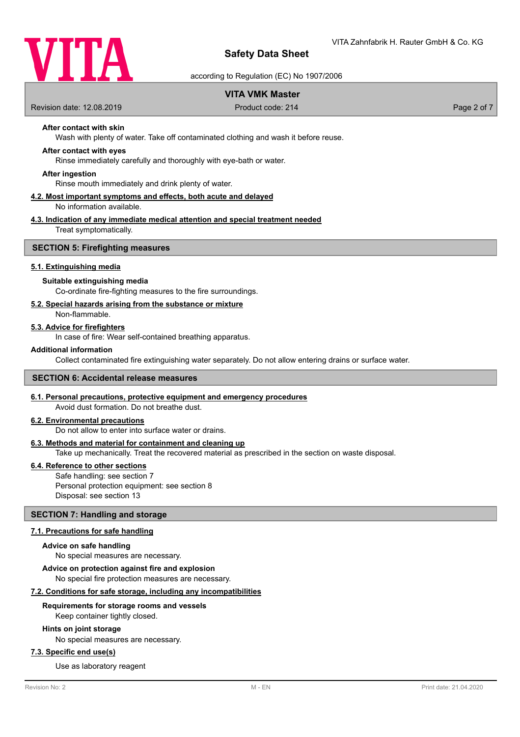**After contact with skin**

Wash with plenty of water. Take off contaminated clothing and wash it before reuse.

**After contact with eyes**

Rinse immediately carefully and thoroughly with eye-bath or water.

**After ingestion**

Rinse mouth immediately and drink plenty of water.

### 4.2. Most important symptoms and effects, both acute and delayed

No information available.

### 4.3. Indication of any immediate medical attention and special treatment needed

Treat symptomatically.

## SECTION 5: Firefighting measures

### 5.1. Extinguishing media

**Suitable extinguishing media**

Co-ordinate fire-fighting measures to the fire surroundings.

### 5.2. Special hazards arising from the substance or mixture

Non-flammable.

### 5.3. Advice for firefighters

In case of fire: Wear self-contained breathing apparatus.

**Additional information**

Collect contaminated fire extinguishing water separately. Do not allow entering drains or surface water.

## SECTION 6: Accidental release measures

### 6.1. Personal precautions, protective equipment and emergency procedures

Avoid dust formation. Do not breathe dust.

### 6.2. Environmental precautions

Do not allow to enter into surface water or drains.

### 6.3. Methods and material for containment and cleaning up

Take up mechanically. Treat the recovered material as prescribed in the section on waste disposal.

### 6.4. Reference to other sections

Safe handling: see section 7
Personal protection equipment: see section 8
Disposal: see section 13

## SECTION 7: Handling and storage

### 7.1. Precautions for safe handling

**Advice on safe handling**

No special measures are necessary.

**Advice on protection against fire and explosion**

No special fire protection measures are necessary.

### 7.2. Conditions for safe storage, including any incompatibilities

**Requirements for storage rooms and vessels**

Keep container tightly closed.

**Hints on joint storage**

No special measures are necessary.

### 7.3. Specific end use(s)

Use as laboratory reagent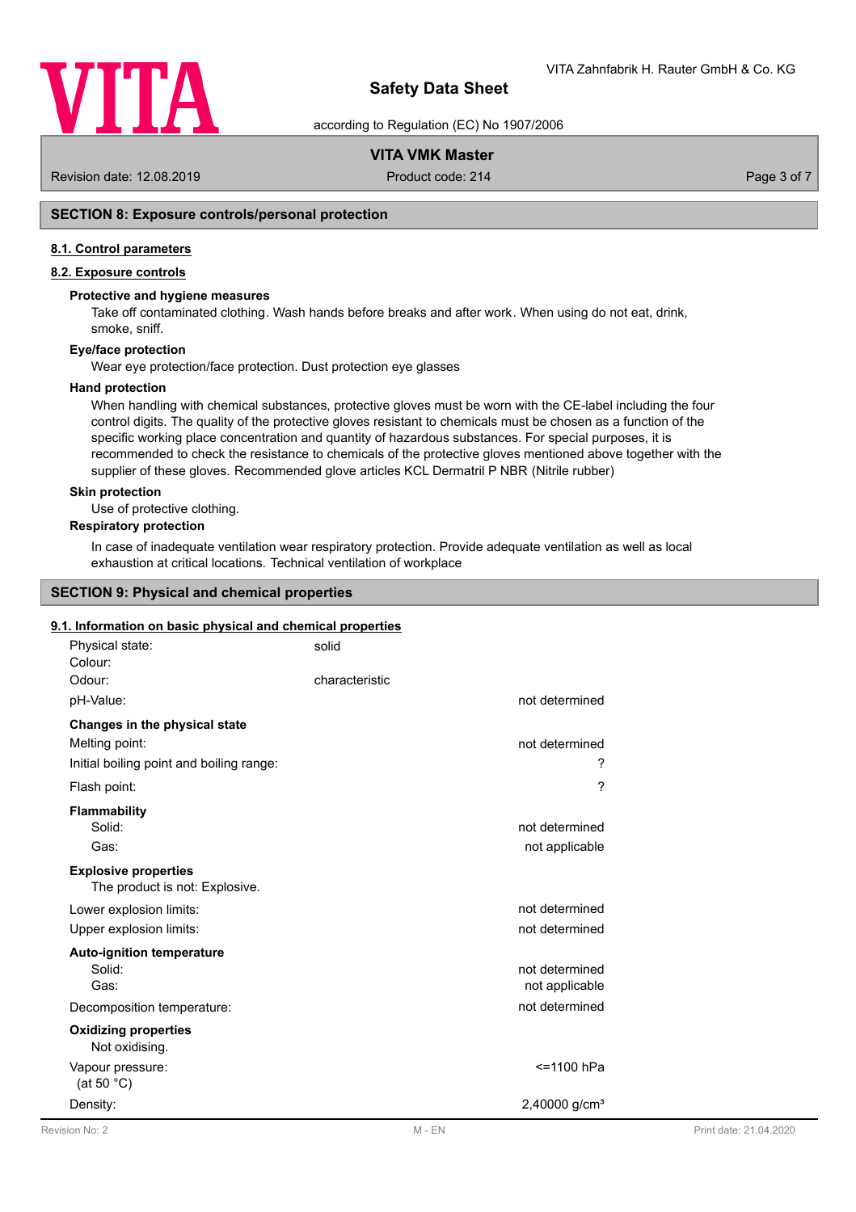## SECTION 8: Exposure controls/personal protection

### 8.1. Control parameters

### 8.2. Exposure controls

**Protective and hygiene measures**

Take off contaminated clothing. Wash hands before breaks and after work. When using do not eat, drink, smoke, sniff.

**Eye/face protection**

Wear eye protection/face protection. Dust protection eye glasses

**Hand protection**

When handling with chemical substances, protective gloves must be worn with the CE-label including the four control digits. The quality of the protective gloves resistant to chemicals must be chosen as a function of the specific working place concentration and quantity of hazardous substances. For special purposes, it is recommended to check the resistance to chemicals of the protective gloves mentioned above together with the supplier of these gloves. Recommended glove articles KCL Dermatril P NBR (Nitrile rubber)

**Skin protection**

Use of protective clothing.

**Respiratory protection**

In case of inadequate ventilation wear respiratory protection. Provide adequate ventilation as well as local exhaustion at critical locations. Technical ventilation of workplace

## SECTION 9: Physical and chemical properties

### 9.1. Information on basic physical and chemical properties

| | | |
|---|---|---|
| Physical state: | solid | |
| Colour: | | |
| Odour: | characteristic | |
| pH-Value: | | not determined |
| **Changes in the physical state** | | |
| Melting point: | | not determined |
| Initial boiling point and boiling range: | | ? |
| Flash point: | | ? |
| **Flammability** | | |
| Solid: | | not determined |
| Gas: | | not applicable |

**Explosive properties**

The product is not: Explosive.

| | |
|---|---|
| Lower explosion limits: | not determined |
| Upper explosion limits: | not determined |
| **Auto-ignition temperature** | |
| Solid: | not determined |
| Gas: | not applicable |
| Decomposition temperature: | not determined |

**Oxidizing properties**

Not oxidising.

| | |
|---|---|
| Vapour pressure: (at 50 °C) | <=1100 hPa |
| Density: | 2,40000 g/cm³ |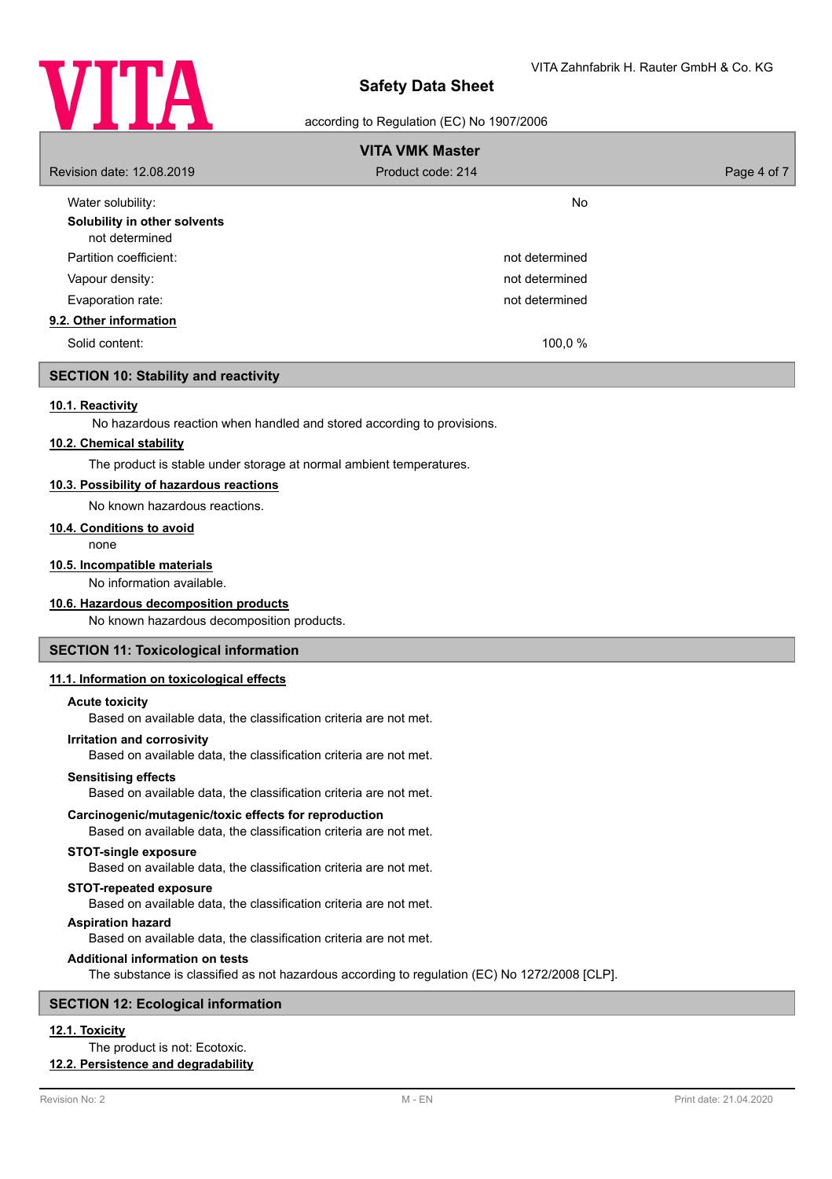| | |
|---|---|
| Water solubility: | No |

**Solubility in other solvents**

not determined

| | |
|---|---|
| Partition coefficient: | not determined |
| Vapour density: | not determined |
| Evaporation rate: | not determined |

### 9.2. Other information

| | |
|---|---|
| Solid content: | 100,0 % |

## SECTION 10: Stability and reactivity

### 10.1. Reactivity

No hazardous reaction when handled and stored according to provisions.

### 10.2. Chemical stability

The product is stable under storage at normal ambient temperatures.

### 10.3. Possibility of hazardous reactions

No known hazardous reactions.

### 10.4. Conditions to avoid

none

### 10.5. Incompatible materials

No information available.

### 10.6. Hazardous decomposition products

No known hazardous decomposition products.

## SECTION 11: Toxicological information

### 11.1. Information on toxicological effects

**Acute toxicity**

Based on available data, the classification criteria are not met.

**Irritation and corrosivity**

Based on available data, the classification criteria are not met.

**Sensitising effects**

Based on available data, the classification criteria are not met.

**Carcinogenic/mutagenic/toxic effects for reproduction**

Based on available data, the classification criteria are not met.

**STOT-single exposure**

Based on available data, the classification criteria are not met.

**STOT-repeated exposure**

Based on available data, the classification criteria are not met.

**Aspiration hazard**

Based on available data, the classification criteria are not met.

**Additional information on tests**

The substance is classified as not hazardous according to regulation (EC) No 1272/2008 [CLP].

## SECTION 12: Ecological information

### 12.1. Toxicity

The product is not: Ecotoxic.

### 12.2. Persistence and degradability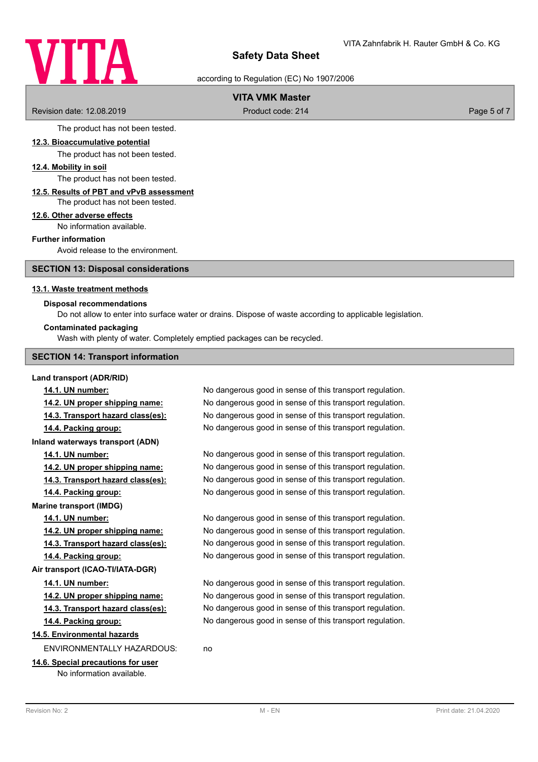The product has not been tested.

**12.3. Bioaccumulative potential**

The product has not been tested.

**12.4. Mobility in soil**

The product has not been tested.

**12.5. Results of PBT and vPvB assessment**

The product has not been tested.

**12.6. Other adverse effects**

No information available.

**Further information**

Avoid release to the environment.

## SECTION 13: Disposal considerations

**13.1. Waste treatment methods**

**Disposal recommendations**

Do not allow to enter into surface water or drains. Dispose of waste according to applicable legislation.

**Contaminated packaging**

Wash with plenty of water. Completely emptied packages can be recycled.

## SECTION 14: Transport information

**Land transport (ADR/RID)**

| | |
|---|---|
| **14.1. UN number:** | No dangerous good in sense of this transport regulation. |
| **14.2. UN proper shipping name:** | No dangerous good in sense of this transport regulation. |
| **14.3. Transport hazard class(es):** | No dangerous good in sense of this transport regulation. |
| **14.4. Packing group:** | No dangerous good in sense of this transport regulation. |

**Inland waterways transport (ADN)**

| | |
|---|---|
| **14.1. UN number:** | No dangerous good in sense of this transport regulation. |
| **14.2. UN proper shipping name:** | No dangerous good in sense of this transport regulation. |
| **14.3. Transport hazard class(es):** | No dangerous good in sense of this transport regulation. |
| **14.4. Packing group:** | No dangerous good in sense of this transport regulation. |

**Marine transport (IMDG)**

| | |
|---|---|
| **14.1. UN number:** | No dangerous good in sense of this transport regulation. |
| **14.2. UN proper shipping name:** | No dangerous good in sense of this transport regulation. |
| **14.3. Transport hazard class(es):** | No dangerous good in sense of this transport regulation. |
| **14.4. Packing group:** | No dangerous good in sense of this transport regulation. |

**Air transport (ICAO-TI/IATA-DGR)**

| | |
|---|---|
| **14.1. UN number:** | No dangerous good in sense of this transport regulation. |
| **14.2. UN proper shipping name:** | No dangerous good in sense of this transport regulation. |
| **14.3. Transport hazard class(es):** | No dangerous good in sense of this transport regulation. |
| **14.4. Packing group:** | No dangerous good in sense of this transport regulation. |

**14.5. Environmental hazards**

ENVIRONMENTALLY HAZARDOUS: no

**14.6. Special precautions for user**

No information available.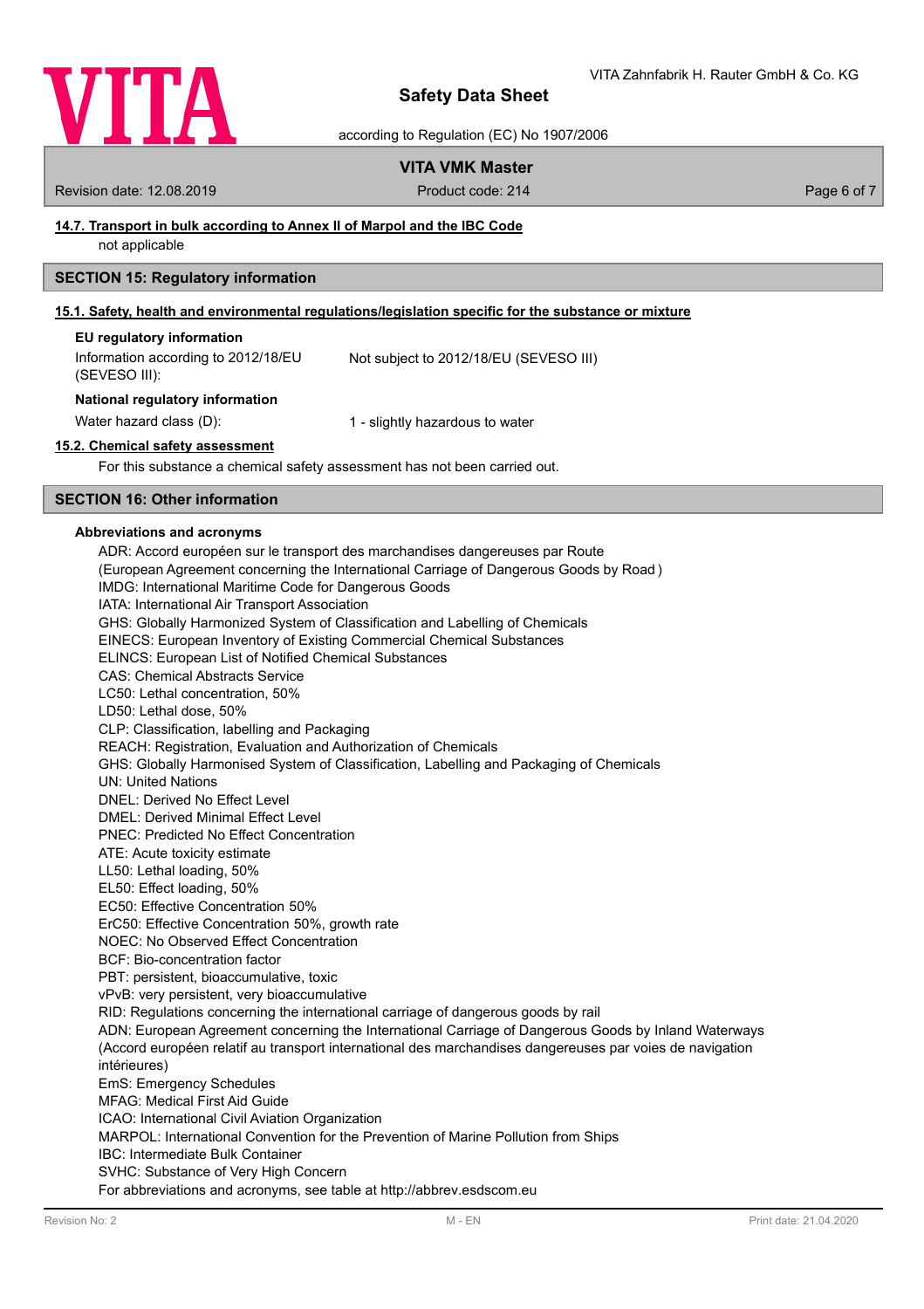#### 14.7. Transport in bulk according to Annex II of Marpol and the IBC Code

not applicable

## SECTION 15: Regulatory information

#### 15.1. Safety, health and environmental regulations/legislation specific for the substance or mixture

**EU regulatory information**

Information according to 2012/18/EU (SEVESO III): Not subject to 2012/18/EU (SEVESO III)

**National regulatory information**

Water hazard class (D): 1 - slightly hazardous to water

#### 15.2. Chemical safety assessment

For this substance a chemical safety assessment has not been carried out.

## SECTION 16: Other information

**Abbreviations and acronyms**

ADR: Accord européen sur le transport des marchandises dangereuses par Route
(European Agreement concerning the International Carriage of Dangerous Goods by Road )
IMDG: International Maritime Code for Dangerous Goods
IATA: International Air Transport Association
GHS: Globally Harmonized System of Classification and Labelling of Chemicals
EINECS: European Inventory of Existing Commercial Chemical Substances
ELINCS: European List of Notified Chemical Substances
CAS: Chemical Abstracts Service
LC50: Lethal concentration, 50%
LD50: Lethal dose, 50%
CLP: Classification, labelling and Packaging
REACH: Registration, Evaluation and Authorization of Chemicals
GHS: Globally Harmonised System of Classification, Labelling and Packaging of Chemicals
UN: United Nations
DNEL: Derived No Effect Level
DMEL: Derived Minimal Effect Level
PNEC: Predicted No Effect Concentration
ATE: Acute toxicity estimate
LL50: Lethal loading, 50%
EL50: Effect loading, 50%
EC50: Effective Concentration 50%
ErC50: Effective Concentration 50%, growth rate
NOEC: No Observed Effect Concentration
BCF: Bio-concentration factor
PBT: persistent, bioaccumulative, toxic
vPvB: very persistent, very bioaccumulative
RID: Regulations concerning the international carriage of dangerous goods by rail
ADN: European Agreement concerning the International Carriage of Dangerous Goods by Inland Waterways
(Accord européen relatif au transport international des marchandises dangereuses par voies de navigation intérieures)
EmS: Emergency Schedules
MFAG: Medical First Aid Guide
ICAO: International Civil Aviation Organization
MARPOL: International Convention for the Prevention of Marine Pollution from Ships
IBC: Intermediate Bulk Container
SVHC: Substance of Very High Concern
For abbreviations and acronyms, see table at http://abbrev.esdscom.eu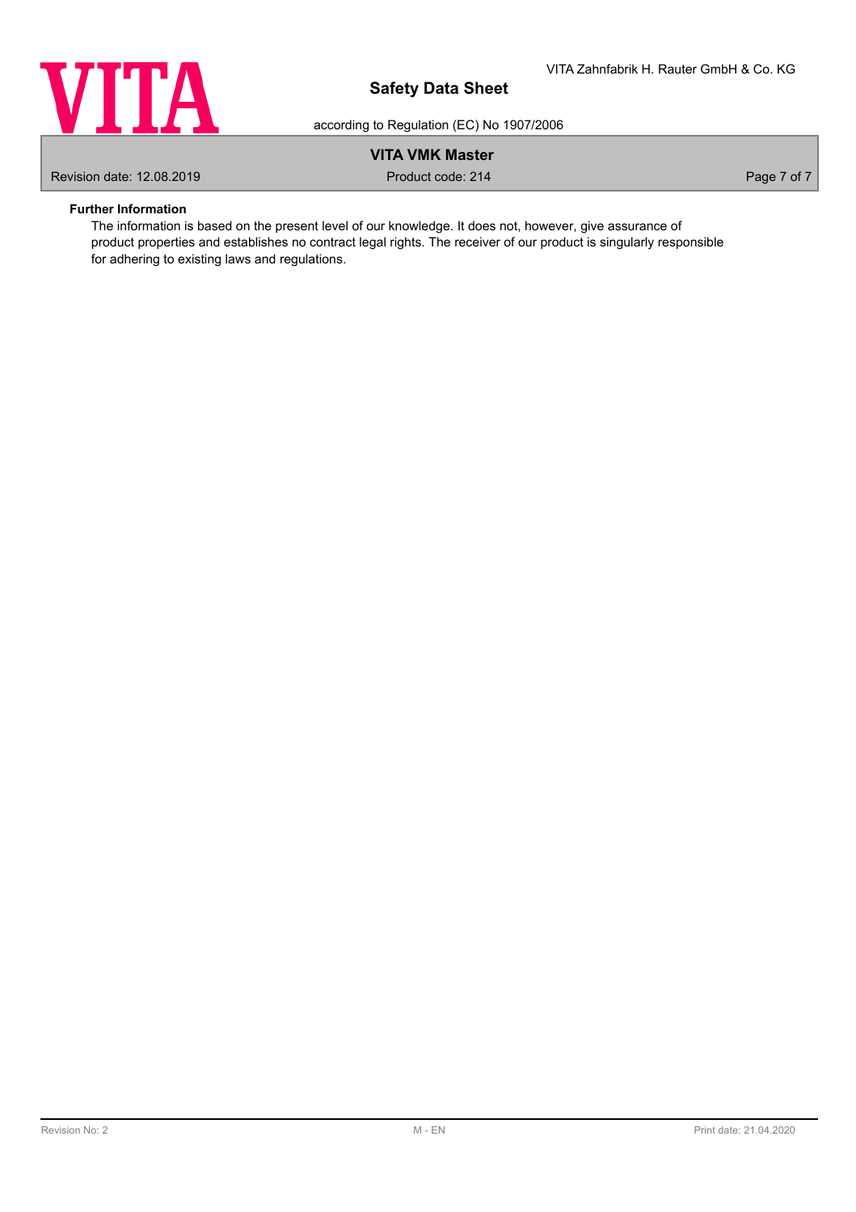**Further Information**

The information is based on the present level of our knowledge. It does not, however, give assurance of product properties and establishes no contract legal rights. The receiver of our product is singularly responsible for adhering to existing laws and regulations.